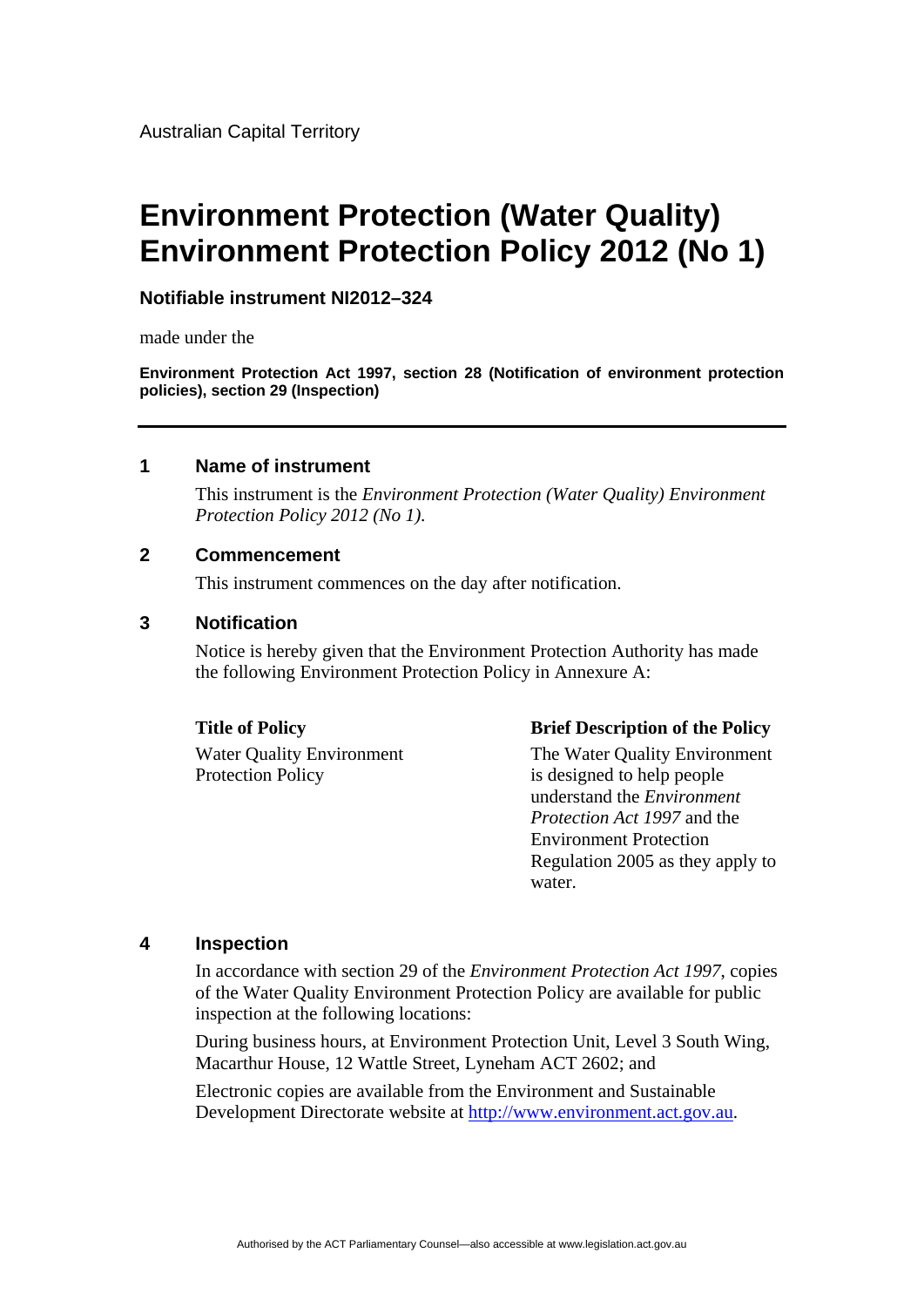Australian Capital Territory

# Environment Protection (Water Quality) Environment Protection Policy 2012 (No 1)

**Notifiable instrument NI2012–324**

made under the

**Environment Protection Act 1997, section 28 (Notification of environment protection policies), section 29 (Inspection)**

---

## 1 Name of instrument

This instrument is the *Environment Protection (Water Quality) Environment Protection Policy 2012 (No 1)*.

## 2 Commencement

This instrument commences on the day after notification.

## 3 Notification

Notice is hereby given that the Environment Protection Authority has made the following Environment Protection Policy in Annexure A:

| **Title of Policy** | **Brief Description of the Policy** |
| --- | --- |
| Water Quality Environment Protection Policy | The Water Quality Environment is designed to help people understand the *Environment Protection Act 1997* and the Environment Protection Regulation 2005 as they apply to water. |

## 4 Inspection

In accordance with section 29 of the *Environment Protection Act 1997*, copies of the Water Quality Environment Protection Policy are available for public inspection at the following locations:

During business hours, at Environment Protection Unit, Level 3 South Wing, Macarthur House, 12 Wattle Street, Lyneham ACT 2602; and

Electronic copies are available from the Environment and Sustainable Development Directorate website at http://www.environment.act.gov.au.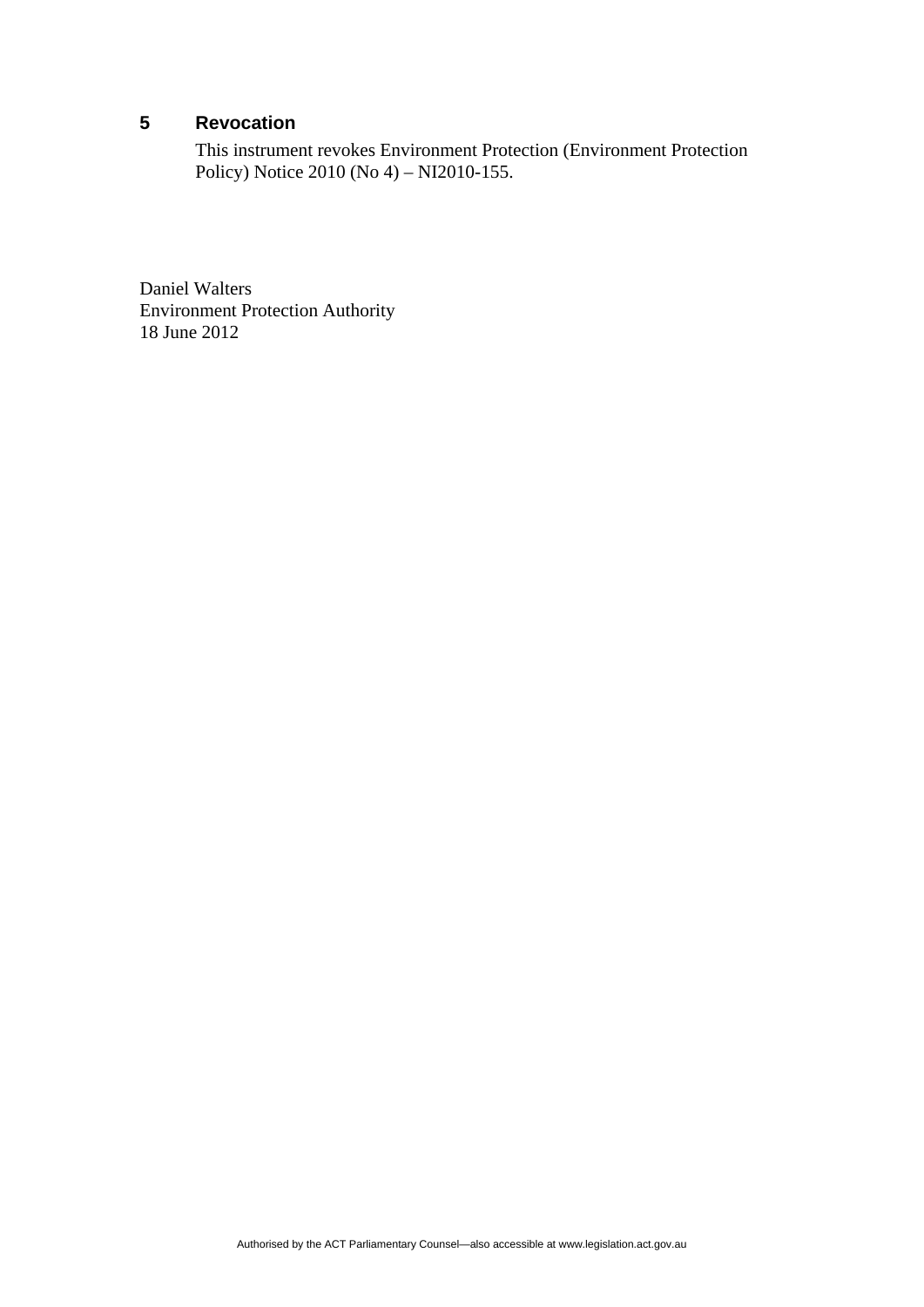## 5 Revocation

This instrument revokes Environment Protection (Environment Protection Policy) Notice 2010 (No 4) – NI2010-155.

Daniel Walters
Environment Protection Authority
18 June 2012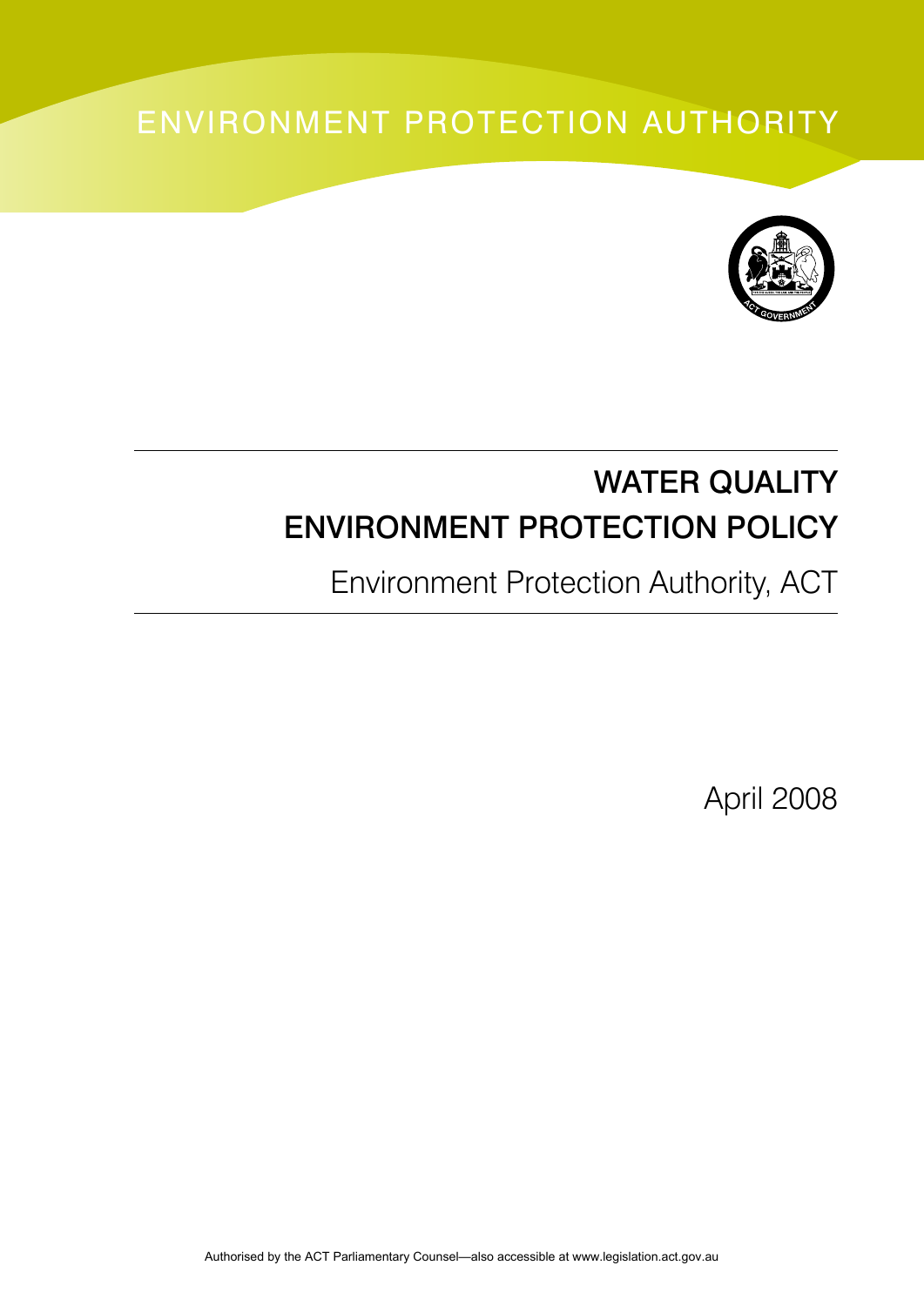ENVIRONMENT PROTECTION AUTHORITY

# WATER QUALITY ENVIRONMENT PROTECTION POLICY

Environment Protection Authority, ACT

April 2008

Authorised by the ACT Parliamentary Counsel—also accessible at www.legislation.act.gov.au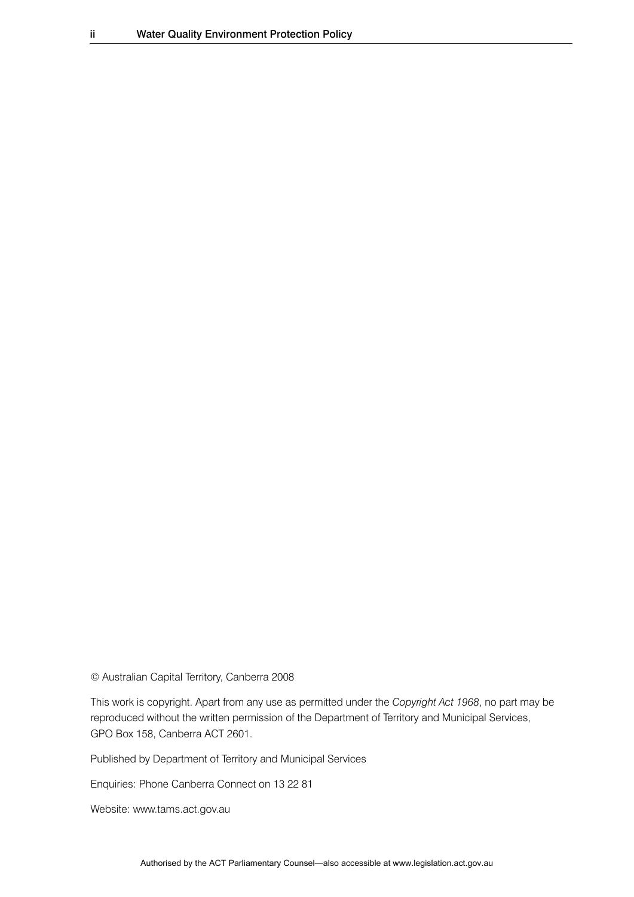© Australian Capital Territory, Canberra 2008

This work is copyright. Apart from any use as permitted under the *Copyright Act 1968*, no part may be reproduced without the written permission of the Department of Territory and Municipal Services, GPO Box 158, Canberra ACT 2601.

Published by Department of Territory and Municipal Services

Enquiries: Phone Canberra Connect on 13 22 81

Website: www.tams.act.gov.au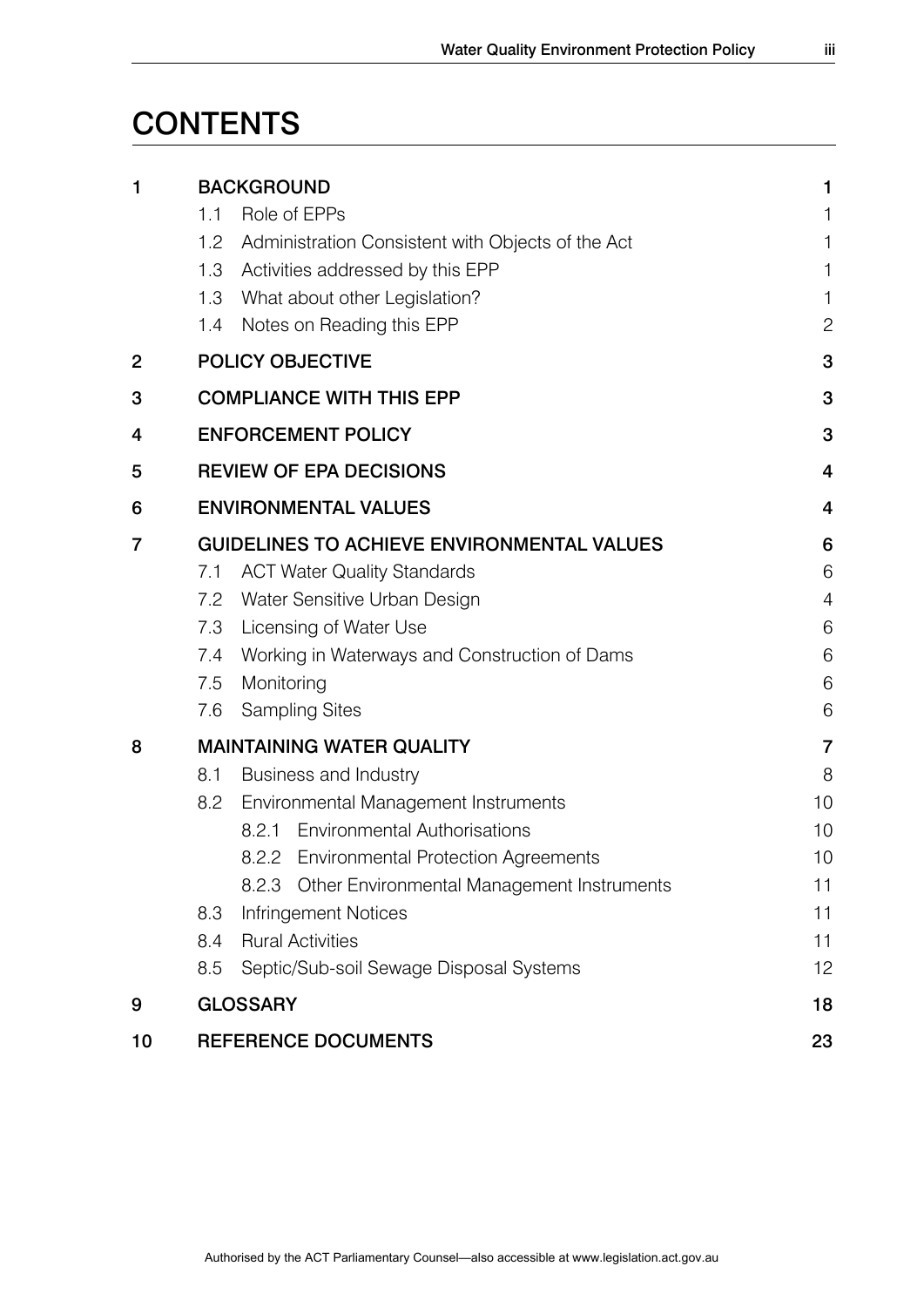# CONTENTS

| | | |
|---|---|---|
| **1** | **BACKGROUND** | **1** |
| | 1.1 Role of EPPs | 1 |
| | 1.2 Administration Consistent with Objects of the Act | 1 |
| | 1.3 Activities addressed by this EPP | 1 |
| | 1.3 What about other Legislation? | 1 |
| | 1.4 Notes on Reading this EPP | 2 |
| **2** | **POLICY OBJECTIVE** | **3** |
| **3** | **COMPLIANCE WITH THIS EPP** | **3** |
| **4** | **ENFORCEMENT POLICY** | **3** |
| **5** | **REVIEW OF EPA DECISIONS** | **4** |
| **6** | **ENVIRONMENTAL VALUES** | **4** |
| **7** | **GUIDELINES TO ACHIEVE ENVIRONMENTAL VALUES** | **6** |
| | 7.1 ACT Water Quality Standards | 6 |
| | 7.2 Water Sensitive Urban Design | 4 |
| | 7.3 Licensing of Water Use | 6 |
| | 7.4 Working in Waterways and Construction of Dams | 6 |
| | 7.5 Monitoring | 6 |
| | 7.6 Sampling Sites | 6 |
| **8** | **MAINTAINING WATER QUALITY** | **7** |
| | 8.1 Business and Industry | 8 |
| | 8.2 Environmental Management Instruments | 10 |
| | 8.2.1 Environmental Authorisations | 10 |
| | 8.2.2 Environmental Protection Agreements | 10 |
| | 8.2.3 Other Environmental Management Instruments | 11 |
| | 8.3 Infringement Notices | 11 |
| | 8.4 Rural Activities | 11 |
| | 8.5 Septic/Sub-soil Sewage Disposal Systems | 12 |
| **9** | **GLOSSARY** | **18** |
| **10** | **REFERENCE DOCUMENTS** | **23** |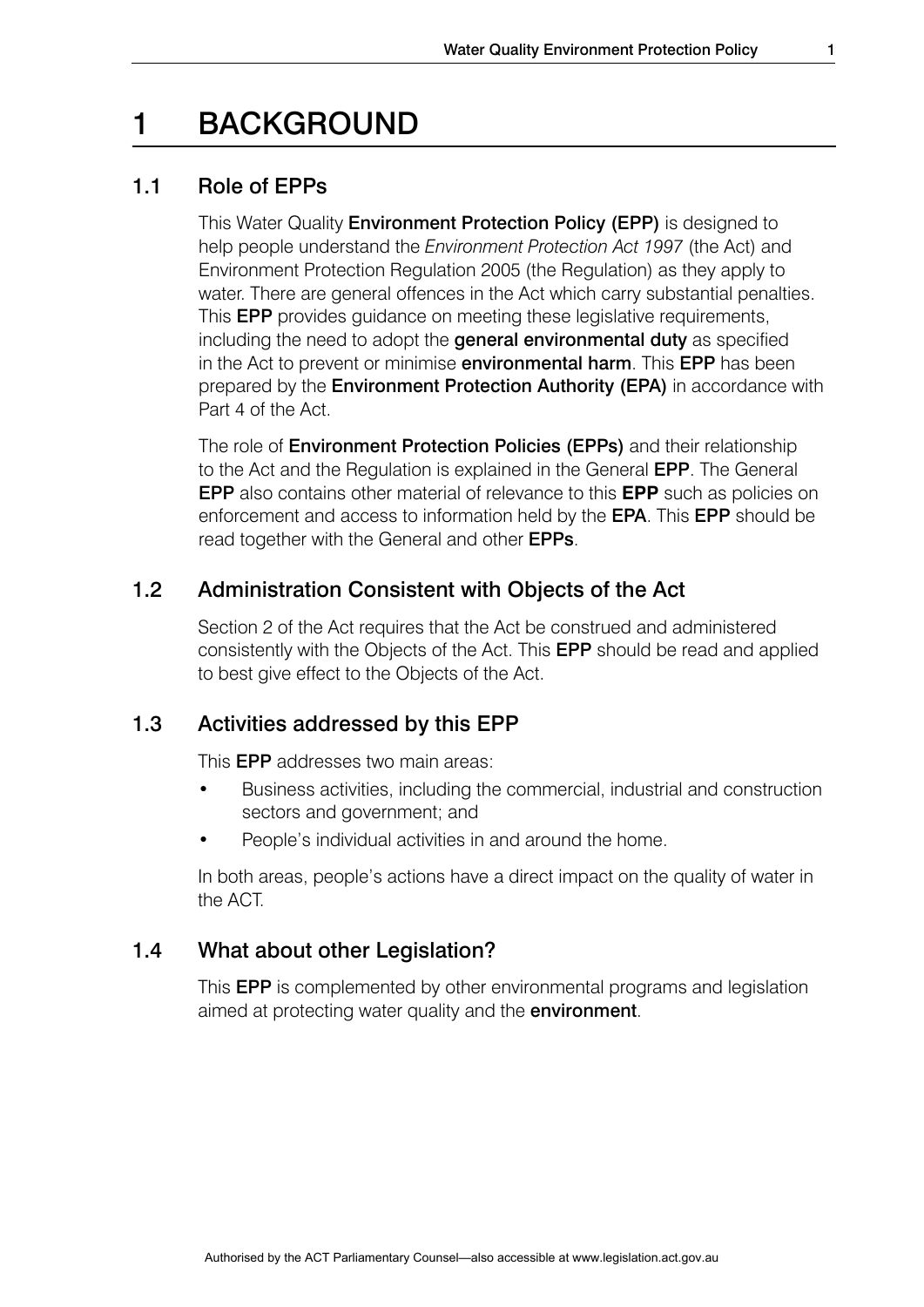# 1 BACKGROUND

## 1.1 Role of EPPs

This Water Quality **Environment Protection Policy (EPP)** is designed to help people understand the *Environment Protection Act 1997* (the Act) and Environment Protection Regulation 2005 (the Regulation) as they apply to water. There are general offences in the Act which carry substantial penalties. This **EPP** provides guidance on meeting these legislative requirements, including the need to adopt the **general environmental duty** as specified in the Act to prevent or minimise **environmental harm**. This **EPP** has been prepared by the **Environment Protection Authority (EPA)** in accordance with Part 4 of the Act.

The role of **Environment Protection Policies (EPPs)** and their relationship to the Act and the Regulation is explained in the General **EPP**. The General **EPP** also contains other material of relevance to this **EPP** such as policies on enforcement and access to information held by the **EPA**. This **EPP** should be read together with the General and other **EPPs**.

## 1.2 Administration Consistent with Objects of the Act

Section 2 of the Act requires that the Act be construed and administered consistently with the Objects of the Act. This **EPP** should be read and applied to best give effect to the Objects of the Act.

## 1.3 Activities addressed by this EPP

This **EPP** addresses two main areas:

- Business activities, including the commercial, industrial and construction sectors and government; and
- People's individual activities in and around the home.

In both areas, people's actions have a direct impact on the quality of water in the ACT.

## 1.4 What about other Legislation?

This **EPP** is complemented by other environmental programs and legislation aimed at protecting water quality and the **environment**.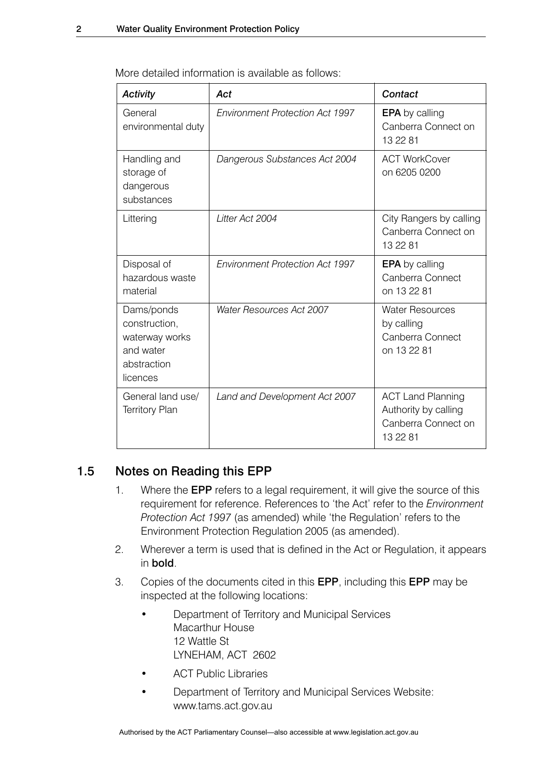More detailed information is available as follows:

| ***Activity*** | ***Act*** | ***Contact*** |
|---|---|---|
| General environmental duty | *Environment Protection Act 1997* | **EPA** by calling Canberra Connect on 13 22 81 |
| Handling and storage of dangerous substances | *Dangerous Substances Act 2004* | ACT WorkCover on 6205 0200 |
| Littering | *Litter Act 2004* | City Rangers by calling Canberra Connect on 13 22 81 |
| Disposal of hazardous waste material | *Environment Protection Act 1997* | **EPA** by calling Canberra Connect on 13 22 81 |
| Dams/ponds construction, waterway works and water abstraction licences | *Water Resources Act 2007* | Water Resources by calling Canberra Connect on 13 22 81 |
| General land use/ Territory Plan | *Land and Development Act 2007* | ACT Land Planning Authority by calling Canberra Connect on 13 22 81 |

## 1.5 Notes on Reading this EPP

1. Where the **EPP** refers to a legal requirement, it will give the source of this requirement for reference. References to 'the Act' refer to the *Environment Protection Act 1997* (as amended) while 'the Regulation' refers to the Environment Protection Regulation 2005 (as amended).
2. Wherever a term is used that is defined in the Act or Regulation, it appears in **bold**.
3. Copies of the documents cited in this **EPP**, including this **EPP** may be inspected at the following locations:
   - Department of Territory and Municipal Services
     Macarthur House
     12 Wattle St
     LYNEHAM, ACT 2602
   - ACT Public Libraries
   - Department of Territory and Municipal Services Website: www.tams.act.gov.au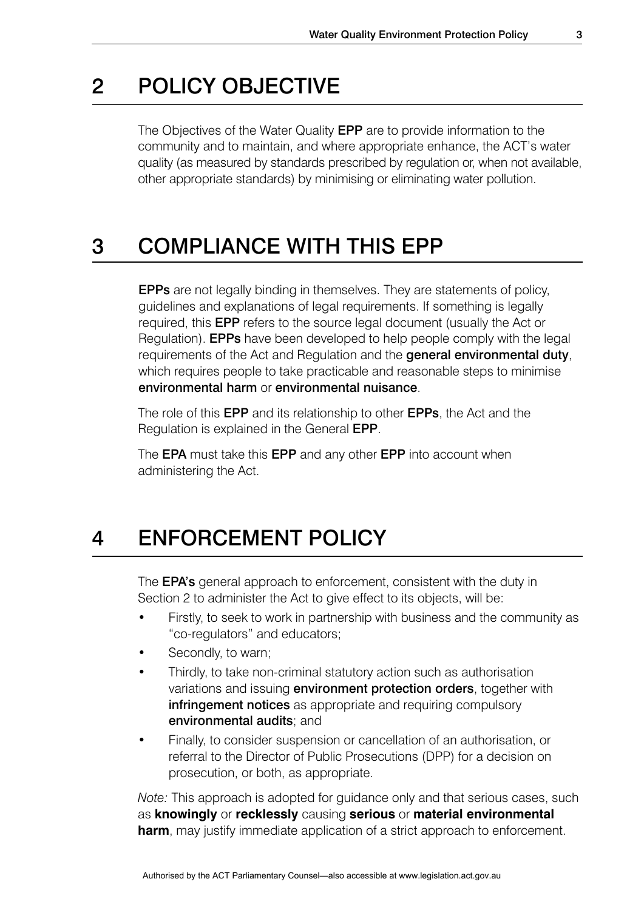# 2 POLICY OBJECTIVE

The Objectives of the Water Quality **EPP** are to provide information to the community and to maintain, and where appropriate enhance, the ACT's water quality (as measured by standards prescribed by regulation or, when not available, other appropriate standards) by minimising or eliminating water pollution.

# 3 COMPLIANCE WITH THIS EPP

**EPPs** are not legally binding in themselves. They are statements of policy, guidelines and explanations of legal requirements. If something is legally required, this **EPP** refers to the source legal document (usually the Act or Regulation). **EPPs** have been developed to help people comply with the legal requirements of the Act and Regulation and the **general environmental duty**, which requires people to take practicable and reasonable steps to minimise **environmental harm** or **environmental nuisance**.

The role of this **EPP** and its relationship to other **EPPs**, the Act and the Regulation is explained in the General **EPP**.

The **EPA** must take this **EPP** and any other **EPP** into account when administering the Act.

# 4 ENFORCEMENT POLICY

The **EPA's** general approach to enforcement, consistent with the duty in Section 2 to administer the Act to give effect to its objects, will be:

- Firstly, to seek to work in partnership with business and the community as "co-regulators" and educators;
- Secondly, to warn;
- Thirdly, to take non-criminal statutory action such as authorisation variations and issuing **environment protection orders**, together with **infringement notices** as appropriate and requiring compulsory **environmental audits**; and
- Finally, to consider suspension or cancellation of an authorisation, or referral to the Director of Public Prosecutions (DPP) for a decision on prosecution, or both, as appropriate.

*Note:* This approach is adopted for guidance only and that serious cases, such as **knowingly** or **recklessly** causing **serious** or **material environmental harm**, may justify immediate application of a strict approach to enforcement.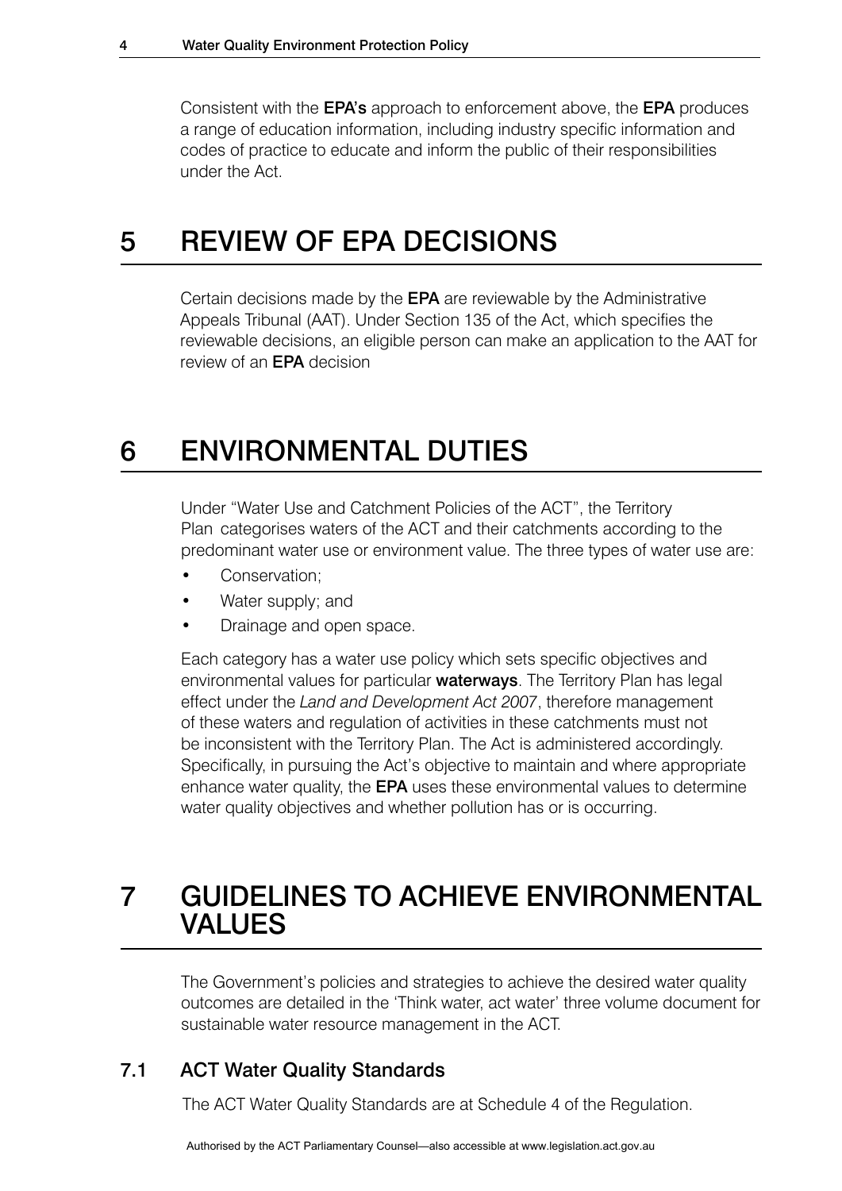Consistent with the **EPA's** approach to enforcement above, the **EPA** produces a range of education information, including industry specific information and codes of practice to educate and inform the public of their responsibilities under the Act.

# 5 REVIEW OF EPA DECISIONS

Certain decisions made by the **EPA** are reviewable by the Administrative Appeals Tribunal (AAT). Under Section 135 of the Act, which specifies the reviewable decisions, an eligible person can make an application to the AAT for review of an **EPA** decision

# 6 ENVIRONMENTAL DUTIES

Under "Water Use and Catchment Policies of the ACT", the Territory Plan categorises waters of the ACT and their catchments according to the predominant water use or environment value. The three types of water use are:

- Conservation;
- Water supply; and
- Drainage and open space.

Each category has a water use policy which sets specific objectives and environmental values for particular **waterways**. The Territory Plan has legal effect under the *Land and Development Act 2007*, therefore management of these waters and regulation of activities in these catchments must not be inconsistent with the Territory Plan. The Act is administered accordingly. Specifically, in pursuing the Act's objective to maintain and where appropriate enhance water quality, the **EPA** uses these environmental values to determine water quality objectives and whether pollution has or is occurring.

# 7 GUIDELINES TO ACHIEVE ENVIRONMENTAL VALUES

The Government's policies and strategies to achieve the desired water quality outcomes are detailed in the 'Think water, act water' three volume document for sustainable water resource management in the ACT.

## 7.1 ACT Water Quality Standards

The ACT Water Quality Standards are at Schedule 4 of the Regulation.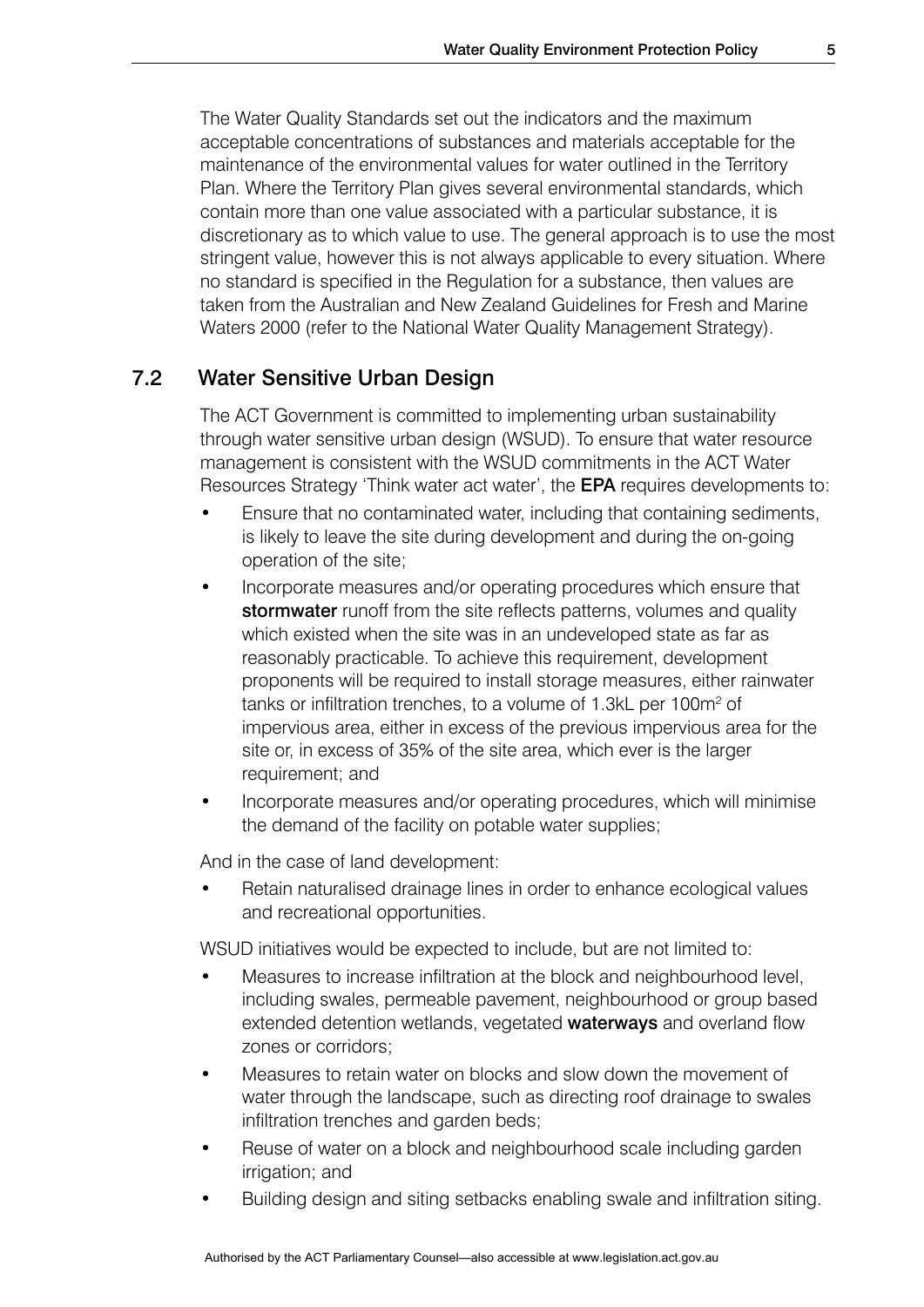The Water Quality Standards set out the indicators and the maximum acceptable concentrations of substances and materials acceptable for the maintenance of the environmental values for water outlined in the Territory Plan. Where the Territory Plan gives several environmental standards, which contain more than one value associated with a particular substance, it is discretionary as to which value to use. The general approach is to use the most stringent value, however this is not always applicable to every situation. Where no standard is specified in the Regulation for a substance, then values are taken from the Australian and New Zealand Guidelines for Fresh and Marine Waters 2000 (refer to the National Water Quality Management Strategy).

## 7.2 Water Sensitive Urban Design

The ACT Government is committed to implementing urban sustainability through water sensitive urban design (WSUD). To ensure that water resource management is consistent with the WSUD commitments in the ACT Water Resources Strategy 'Think water act water', the **EPA** requires developments to:

- Ensure that no contaminated water, including that containing sediments, is likely to leave the site during development and during the on-going operation of the site;
- Incorporate measures and/or operating procedures which ensure that **stormwater** runoff from the site reflects patterns, volumes and quality which existed when the site was in an undeveloped state as far as reasonably practicable. To achieve this requirement, development proponents will be required to install storage measures, either rainwater tanks or infiltration trenches, to a volume of 1.3kL per 100m$^2$ of impervious area, either in excess of the previous impervious area for the site or, in excess of 35% of the site area, which ever is the larger requirement; and
- Incorporate measures and/or operating procedures, which will minimise the demand of the facility on potable water supplies;

And in the case of land development:

- Retain naturalised drainage lines in order to enhance ecological values and recreational opportunities.

WSUD initiatives would be expected to include, but are not limited to:

- Measures to increase infiltration at the block and neighbourhood level, including swales, permeable pavement, neighbourhood or group based extended detention wetlands, vegetated **waterways** and overland flow zones or corridors;
- Measures to retain water on blocks and slow down the movement of water through the landscape, such as directing roof drainage to swales infiltration trenches and garden beds;
- Reuse of water on a block and neighbourhood scale including garden irrigation; and
- Building design and siting setbacks enabling swale and infiltration siting.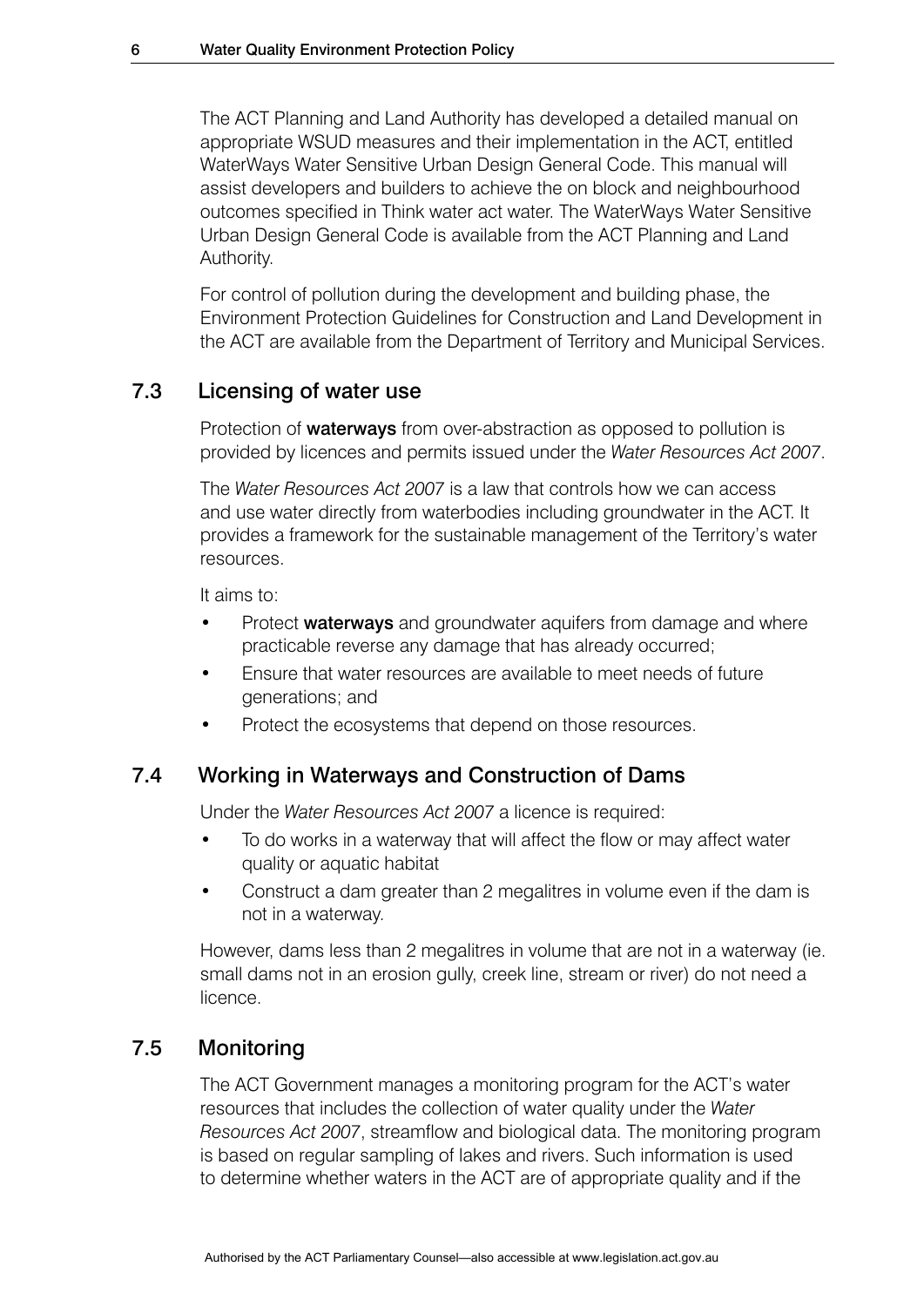The ACT Planning and Land Authority has developed a detailed manual on appropriate WSUD measures and their implementation in the ACT, entitled WaterWays Water Sensitive Urban Design General Code. This manual will assist developers and builders to achieve the on block and neighbourhood outcomes specified in Think water act water. The WaterWays Water Sensitive Urban Design General Code is available from the ACT Planning and Land Authority.

For control of pollution during the development and building phase, the Environment Protection Guidelines for Construction and Land Development in the ACT are available from the Department of Territory and Municipal Services.

## 7.3 Licensing of water use

Protection of **waterways** from over-abstraction as opposed to pollution is provided by licences and permits issued under the *Water Resources Act 2007*.

The *Water Resources Act 2007* is a law that controls how we can access and use water directly from waterbodies including groundwater in the ACT. It provides a framework for the sustainable management of the Territory's water resources.

It aims to:

- Protect **waterways** and groundwater aquifers from damage and where practicable reverse any damage that has already occurred;
- Ensure that water resources are available to meet needs of future generations; and
- Protect the ecosystems that depend on those resources.

## 7.4 Working in Waterways and Construction of Dams

Under the *Water Resources Act 2007* a licence is required:

- To do works in a waterway that will affect the flow or may affect water quality or aquatic habitat
- Construct a dam greater than 2 megalitres in volume even if the dam is not in a waterway.

However, dams less than 2 megalitres in volume that are not in a waterway (ie. small dams not in an erosion gully, creek line, stream or river) do not need a licence.

## 7.5 Monitoring

The ACT Government manages a monitoring program for the ACT's water resources that includes the collection of water quality under the *Water Resources Act 2007*, streamflow and biological data. The monitoring program is based on regular sampling of lakes and rivers. Such information is used to determine whether waters in the ACT are of appropriate quality and if the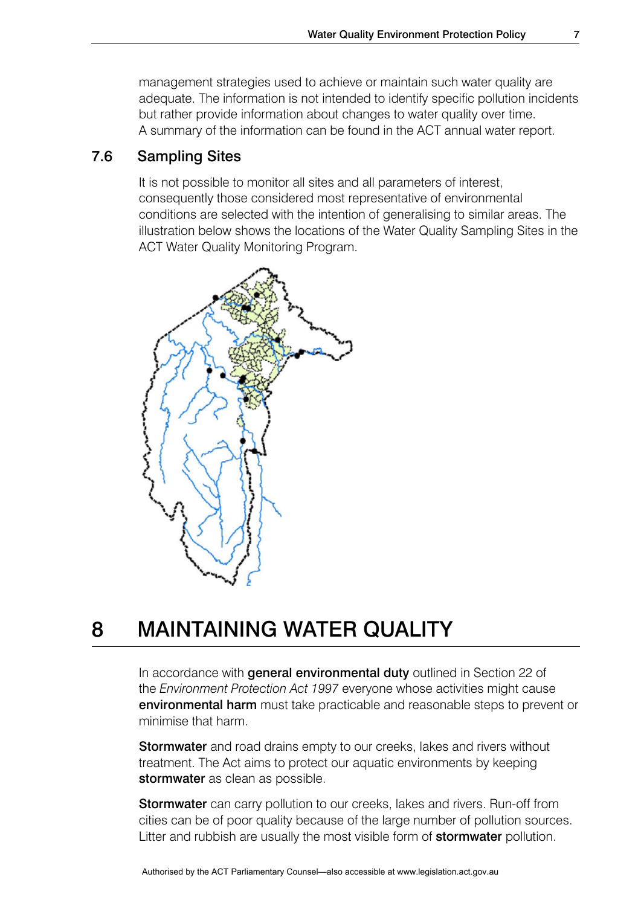management strategies used to achieve or maintain such water quality are adequate. The information is not intended to identify specific pollution incidents but rather provide information about changes to water quality over time. A summary of the information can be found in the ACT annual water report.

## 7.6 Sampling Sites

It is not possible to monitor all sites and all parameters of interest, consequently those considered most representative of environmental conditions are selected with the intention of generalising to similar areas. The illustration below shows the locations of the Water Quality Sampling Sites in the ACT Water Quality Monitoring Program.

# 8 MAINTAINING WATER QUALITY

In accordance with **general environmental duty** outlined in Section 22 of the *Environment Protection Act 1997* everyone whose activities might cause **environmental harm** must take practicable and reasonable steps to prevent or minimise that harm.

**Stormwater** and road drains empty to our creeks, lakes and rivers without treatment. The Act aims to protect our aquatic environments by keeping **stormwater** as clean as possible.

**Stormwater** can carry pollution to our creeks, lakes and rivers. Run-off from cities can be of poor quality because of the large number of pollution sources. Litter and rubbish are usually the most visible form of **stormwater** pollution.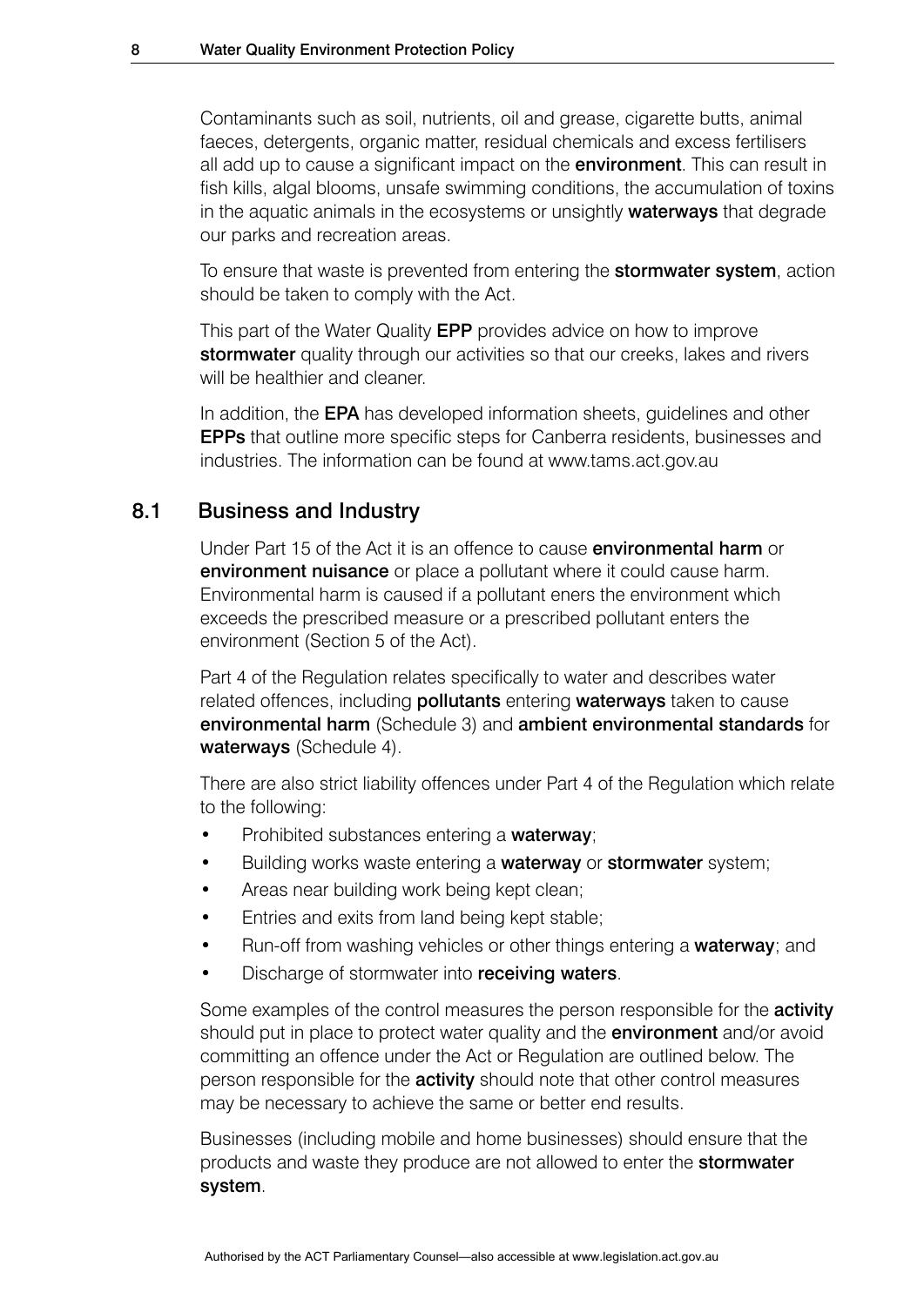Contaminants such as soil, nutrients, oil and grease, cigarette butts, animal faeces, detergents, organic matter, residual chemicals and excess fertilisers all add up to cause a significant impact on the **environment**. This can result in fish kills, algal blooms, unsafe swimming conditions, the accumulation of toxins in the aquatic animals in the ecosystems or unsightly **waterways** that degrade our parks and recreation areas.

To ensure that waste is prevented from entering the **stormwater system**, action should be taken to comply with the Act.

This part of the Water Quality **EPP** provides advice on how to improve **stormwater** quality through our activities so that our creeks, lakes and rivers will be healthier and cleaner.

In addition, the **EPA** has developed information sheets, guidelines and other **EPPs** that outline more specific steps for Canberra residents, businesses and industries. The information can be found at www.tams.act.gov.au

## 8.1 Business and Industry

Under Part 15 of the Act it is an offence to cause **environmental harm** or **environment nuisance** or place a pollutant where it could cause harm. Environmental harm is caused if a pollutant eners the environment which exceeds the prescribed measure or a prescribed pollutant enters the environment (Section 5 of the Act).

Part 4 of the Regulation relates specifically to water and describes water related offences, including **pollutants** entering **waterways** taken to cause **environmental harm** (Schedule 3) and **ambient environmental standards** for **waterways** (Schedule 4).

There are also strict liability offences under Part 4 of the Regulation which relate to the following:

- Prohibited substances entering a **waterway**;
- Building works waste entering a **waterway** or **stormwater** system;
- Areas near building work being kept clean;
- Entries and exits from land being kept stable;
- Run-off from washing vehicles or other things entering a **waterway**; and
- Discharge of stormwater into **receiving waters**.

Some examples of the control measures the person responsible for the **activity** should put in place to protect water quality and the **environment** and/or avoid committing an offence under the Act or Regulation are outlined below. The person responsible for the **activity** should note that other control measures may be necessary to achieve the same or better end results.

Businesses (including mobile and home businesses) should ensure that the products and waste they produce are not allowed to enter the **stormwater system**.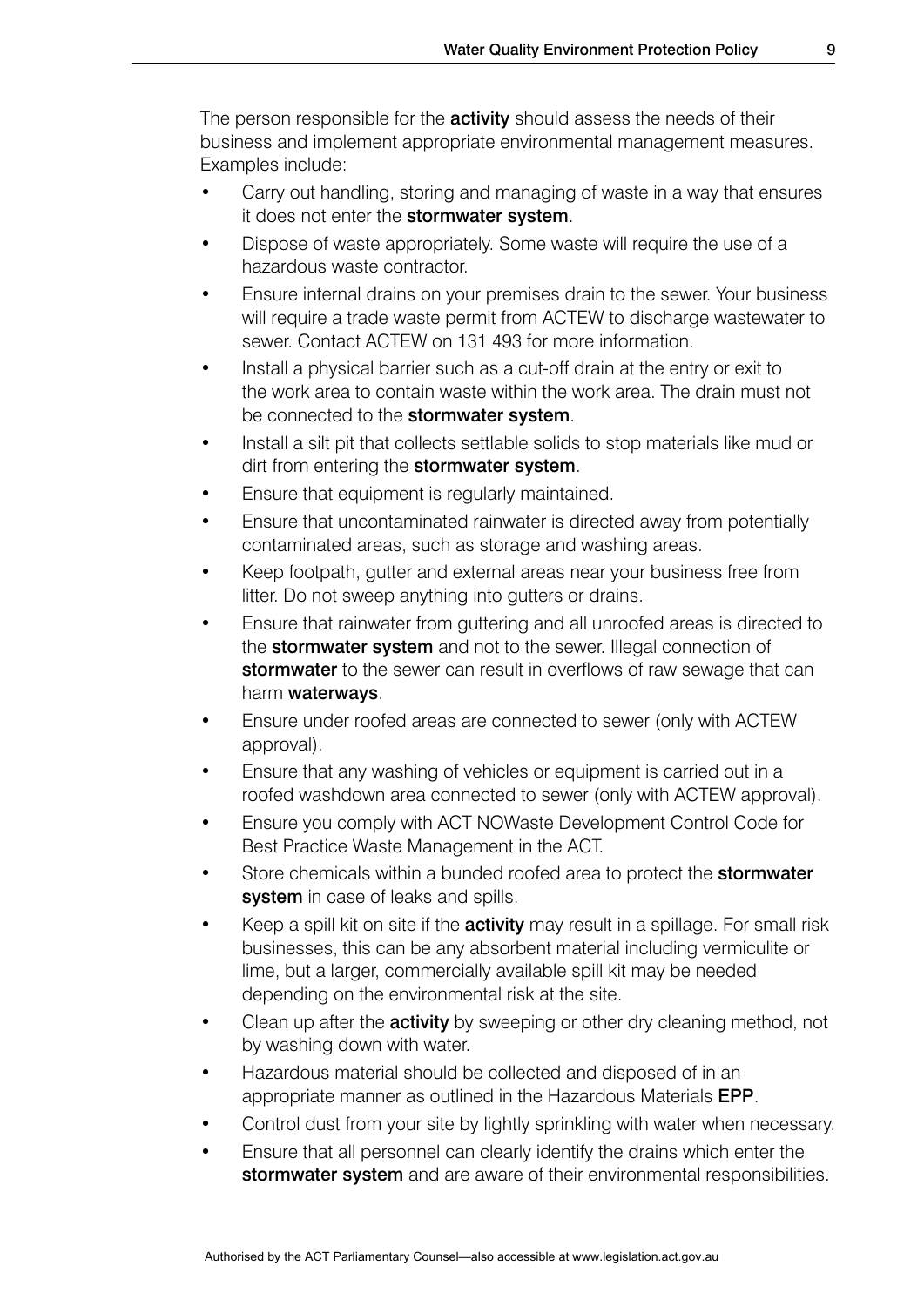The person responsible for the **activity** should assess the needs of their business and implement appropriate environmental management measures. Examples include:

- Carry out handling, storing and managing of waste in a way that ensures it does not enter the **stormwater system**.
- Dispose of waste appropriately. Some waste will require the use of a hazardous waste contractor.
- Ensure internal drains on your premises drain to the sewer. Your business will require a trade waste permit from ACTEW to discharge wastewater to sewer. Contact ACTEW on 131 493 for more information.
- Install a physical barrier such as a cut-off drain at the entry or exit to the work area to contain waste within the work area. The drain must not be connected to the **stormwater system**.
- Install a silt pit that collects settlable solids to stop materials like mud or dirt from entering the **stormwater system**.
- Ensure that equipment is regularly maintained.
- Ensure that uncontaminated rainwater is directed away from potentially contaminated areas, such as storage and washing areas.
- Keep footpath, gutter and external areas near your business free from litter. Do not sweep anything into gutters or drains.
- Ensure that rainwater from guttering and all unroofed areas is directed to the **stormwater system** and not to the sewer. Illegal connection of **stormwater** to the sewer can result in overflows of raw sewage that can harm **waterways**.
- Ensure under roofed areas are connected to sewer (only with ACTEW approval).
- Ensure that any washing of vehicles or equipment is carried out in a roofed washdown area connected to sewer (only with ACTEW approval).
- Ensure you comply with ACT NOWaste Development Control Code for Best Practice Waste Management in the ACT.
- Store chemicals within a bunded roofed area to protect the **stormwater system** in case of leaks and spills.
- Keep a spill kit on site if the **activity** may result in a spillage. For small risk businesses, this can be any absorbent material including vermiculite or lime, but a larger, commercially available spill kit may be needed depending on the environmental risk at the site.
- Clean up after the **activity** by sweeping or other dry cleaning method, not by washing down with water.
- Hazardous material should be collected and disposed of in an appropriate manner as outlined in the Hazardous Materials **EPP**.
- Control dust from your site by lightly sprinkling with water when necessary.
- Ensure that all personnel can clearly identify the drains which enter the **stormwater system** and are aware of their environmental responsibilities.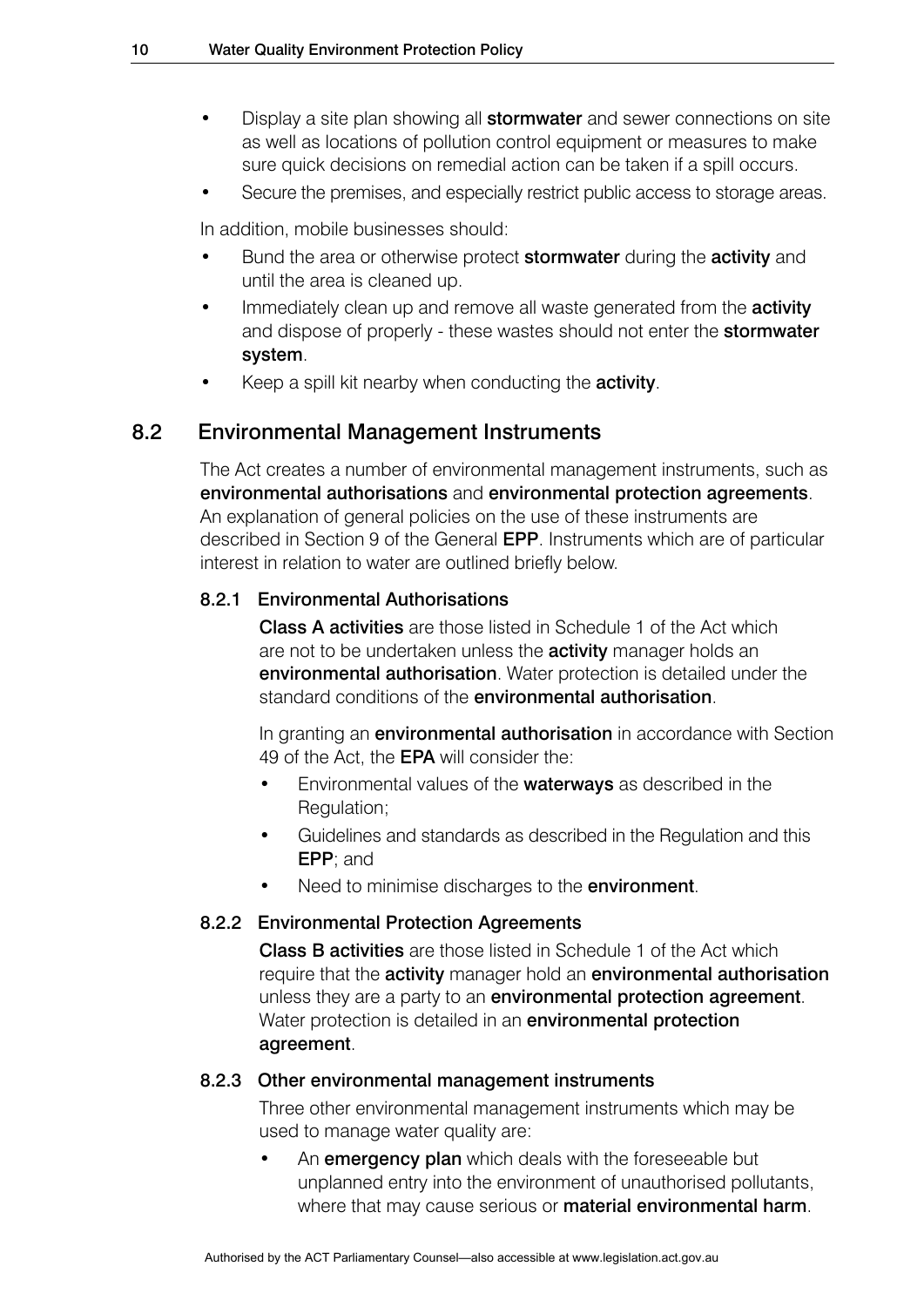- Display a site plan showing all **stormwater** and sewer connections on site as well as locations of pollution control equipment or measures to make sure quick decisions on remedial action can be taken if a spill occurs.
- Secure the premises, and especially restrict public access to storage areas.

In addition, mobile businesses should:

- Bund the area or otherwise protect **stormwater** during the **activity** and until the area is cleaned up.
- Immediately clean up and remove all waste generated from the **activity** and dispose of properly - these wastes should not enter the **stormwater system**.
- Keep a spill kit nearby when conducting the **activity**.

## 8.2 Environmental Management Instruments

The Act creates a number of environmental management instruments, such as **environmental authorisations** and **environmental protection agreements**. An explanation of general policies on the use of these instruments are described in Section 9 of the General **EPP**. Instruments which are of particular interest in relation to water are outlined briefly below.

### 8.2.1 Environmental Authorisations

**Class A activities** are those listed in Schedule 1 of the Act which are not to be undertaken unless the **activity** manager holds an **environmental authorisation**. Water protection is detailed under the standard conditions of the **environmental authorisation**.

In granting an **environmental authorisation** in accordance with Section 49 of the Act, the **EPA** will consider the:

- Environmental values of the **waterways** as described in the Regulation;
- Guidelines and standards as described in the Regulation and this **EPP**; and
- Need to minimise discharges to the **environment**.

### 8.2.2 Environmental Protection Agreements

**Class B activities** are those listed in Schedule 1 of the Act which require that the **activity** manager hold an **environmental authorisation** unless they are a party to an **environmental protection agreement**. Water protection is detailed in an **environmental protection agreement**.

### 8.2.3 Other environmental management instruments

Three other environmental management instruments which may be used to manage water quality are:

- An **emergency plan** which deals with the foreseeable but unplanned entry into the environment of unauthorised pollutants, where that may cause serious or **material environmental harm**.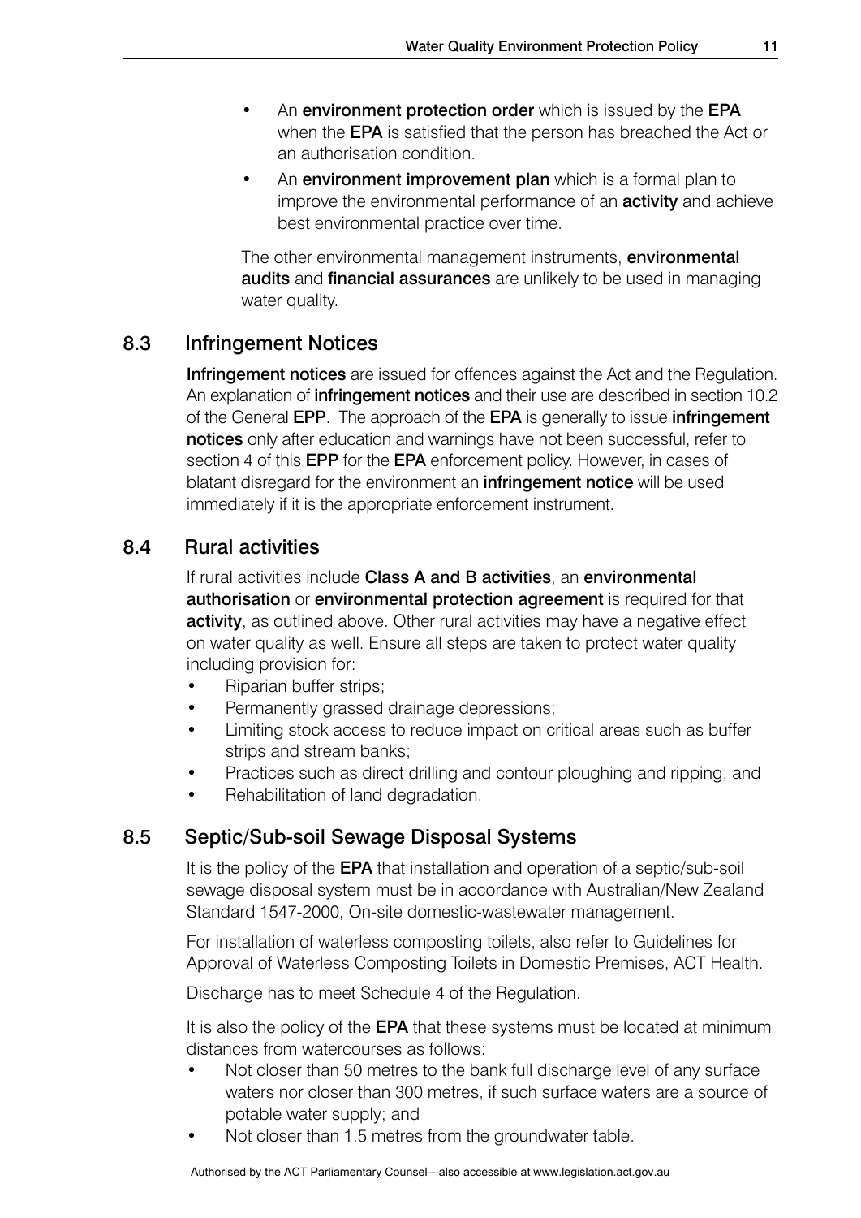- An **environment protection order** which is issued by the **EPA** when the **EPA** is satisfied that the person has breached the Act or an authorisation condition.
- An **environment improvement plan** which is a formal plan to improve the environmental performance of an **activity** and achieve best environmental practice over time.

The other environmental management instruments, **environmental audits** and **financial assurances** are unlikely to be used in managing water quality.

## 8.3 Infringement Notices

**Infringement notices** are issued for offences against the Act and the Regulation. An explanation of **infringement notices** and their use are described in section 10.2 of the General **EPP**. The approach of the **EPA** is generally to issue **infringement notices** only after education and warnings have not been successful, refer to section 4 of this **EPP** for the **EPA** enforcement policy. However, in cases of blatant disregard for the environment an **infringement notice** will be used immediately if it is the appropriate enforcement instrument.

## 8.4 Rural activities

If rural activities include **Class A and B activities**, an **environmental authorisation** or **environmental protection agreement** is required for that **activity**, as outlined above. Other rural activities may have a negative effect on water quality as well. Ensure all steps are taken to protect water quality including provision for:

- Riparian buffer strips;
- Permanently grassed drainage depressions;
- Limiting stock access to reduce impact on critical areas such as buffer strips and stream banks;
- Practices such as direct drilling and contour ploughing and ripping; and
- Rehabilitation of land degradation.

## 8.5 Septic/Sub-soil Sewage Disposal Systems

It is the policy of the **EPA** that installation and operation of a septic/sub-soil sewage disposal system must be in accordance with Australian/New Zealand Standard 1547-2000, On-site domestic-wastewater management.

For installation of waterless composting toilets, also refer to Guidelines for Approval of Waterless Composting Toilets in Domestic Premises, ACT Health.

Discharge has to meet Schedule 4 of the Regulation.

It is also the policy of the **EPA** that these systems must be located at minimum distances from watercourses as follows:

- Not closer than 50 metres to the bank full discharge level of any surface waters nor closer than 300 metres, if such surface waters are a source of potable water supply; and
- Not closer than 1.5 metres from the groundwater table.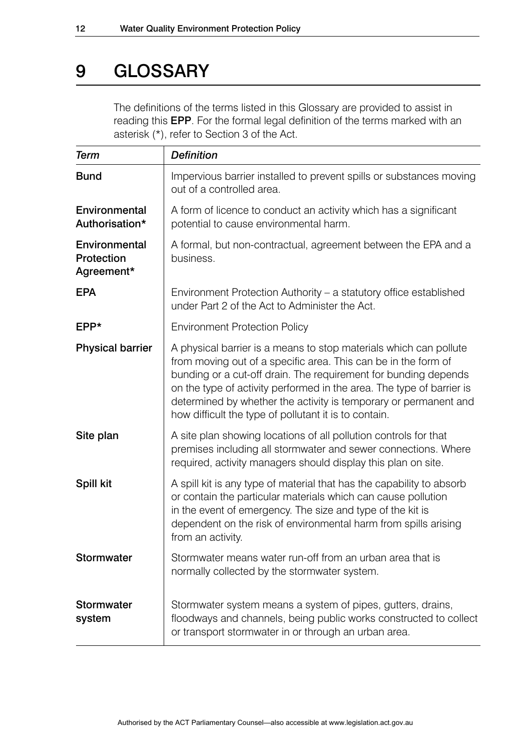# 9 GLOSSARY

The definitions of the terms listed in this Glossary are provided to assist in reading this **EPP**. For the formal legal definition of the terms marked with an asterisk (*), refer to Section 3 of the Act.

| *Term* | *Definition* |
|---|---|
| **Bund** | Impervious barrier installed to prevent spills or substances moving out of a controlled area. |
| **Environmental Authorisation*** | A form of licence to conduct an activity which has a significant potential to cause environmental harm. |
| **Environmental Protection Agreement*** | A formal, but non-contractual, agreement between the EPA and a business. |
| **EPA** | Environment Protection Authority – a statutory office established under Part 2 of the Act to Administer the Act. |
| **EPP*** | Environment Protection Policy |
| **Physical barrier** | A physical barrier is a means to stop materials which can pollute from moving out of a specific area. This can be in the form of bunding or a cut-off drain. The requirement for bunding depends on the type of activity performed in the area. The type of barrier is determined by whether the activity is temporary or permanent and how difficult the type of pollutant it is to contain. |
| **Site plan** | A site plan showing locations of all pollution controls for that premises including all stormwater and sewer connections. Where required, activity managers should display this plan on site. |
| **Spill kit** | A spill kit is any type of material that has the capability to absorb or contain the particular materials which can cause pollution in the event of emergency. The size and type of the kit is dependent on the risk of environmental harm from spills arising from an activity. |
| **Stormwater** | Stormwater means water run-off from an urban area that is normally collected by the stormwater system. |
| **Stormwater system** | Stormwater system means a system of pipes, gutters, drains, floodways and channels, being public works constructed to collect or transport stormwater in or through an urban area. |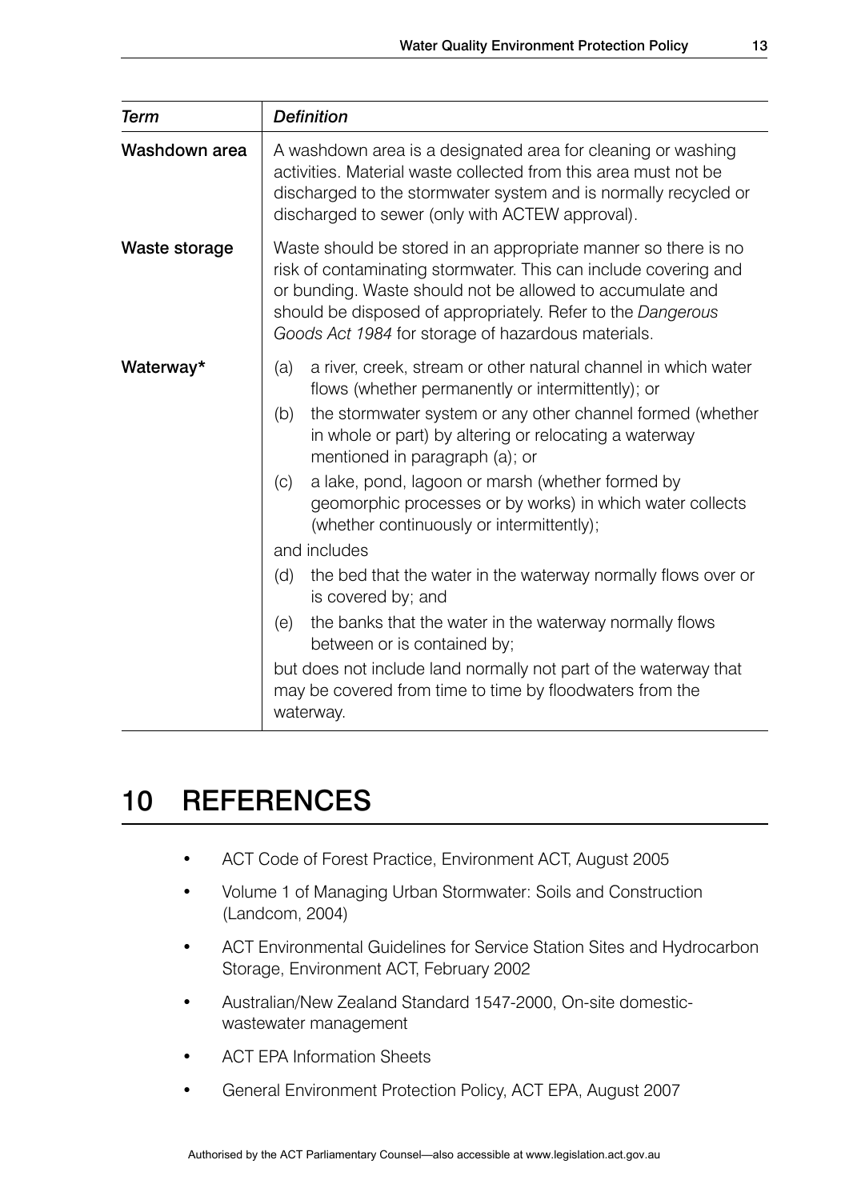| *Term* | *Definition* |
|---|---|
| **Washdown area** | A washdown area is a designated area for cleaning or washing activities. Material waste collected from this area must not be discharged to the stormwater system and is normally recycled or discharged to sewer (only with ACTEW approval). |
| **Waste storage** | Waste should be stored in an appropriate manner so there is no risk of contaminating stormwater. This can include covering and or bunding. Waste should not be allowed to accumulate and should be disposed of appropriately. Refer to the *Dangerous Goods Act 1984* for storage of hazardous materials. |
| **Waterway*** | (a) a river, creek, stream or other natural channel in which water flows (whether permanently or intermittently); or<br>(b) the stormwater system or any other channel formed (whether in whole or part) by altering or relocating a waterway mentioned in paragraph (a); or<br>(c) a lake, pond, lagoon or marsh (whether formed by geomorphic processes or by works) in which water collects (whether continuously or intermittently);<br>and includes<br>(d) the bed that the water in the waterway normally flows over or is covered by; and<br>(e) the banks that the water in the waterway normally flows between or is contained by;<br>but does not include land normally not part of the waterway that may be covered from time to time by floodwaters from the waterway. |

# 10 REFERENCES

- ACT Code of Forest Practice, Environment ACT, August 2005
- Volume 1 of Managing Urban Stormwater: Soils and Construction (Landcom, 2004)
- ACT Environmental Guidelines for Service Station Sites and Hydrocarbon Storage, Environment ACT, February 2002
- Australian/New Zealand Standard 1547-2000, On-site domestic-wastewater management
- ACT EPA Information Sheets
- General Environment Protection Policy, ACT EPA, August 2007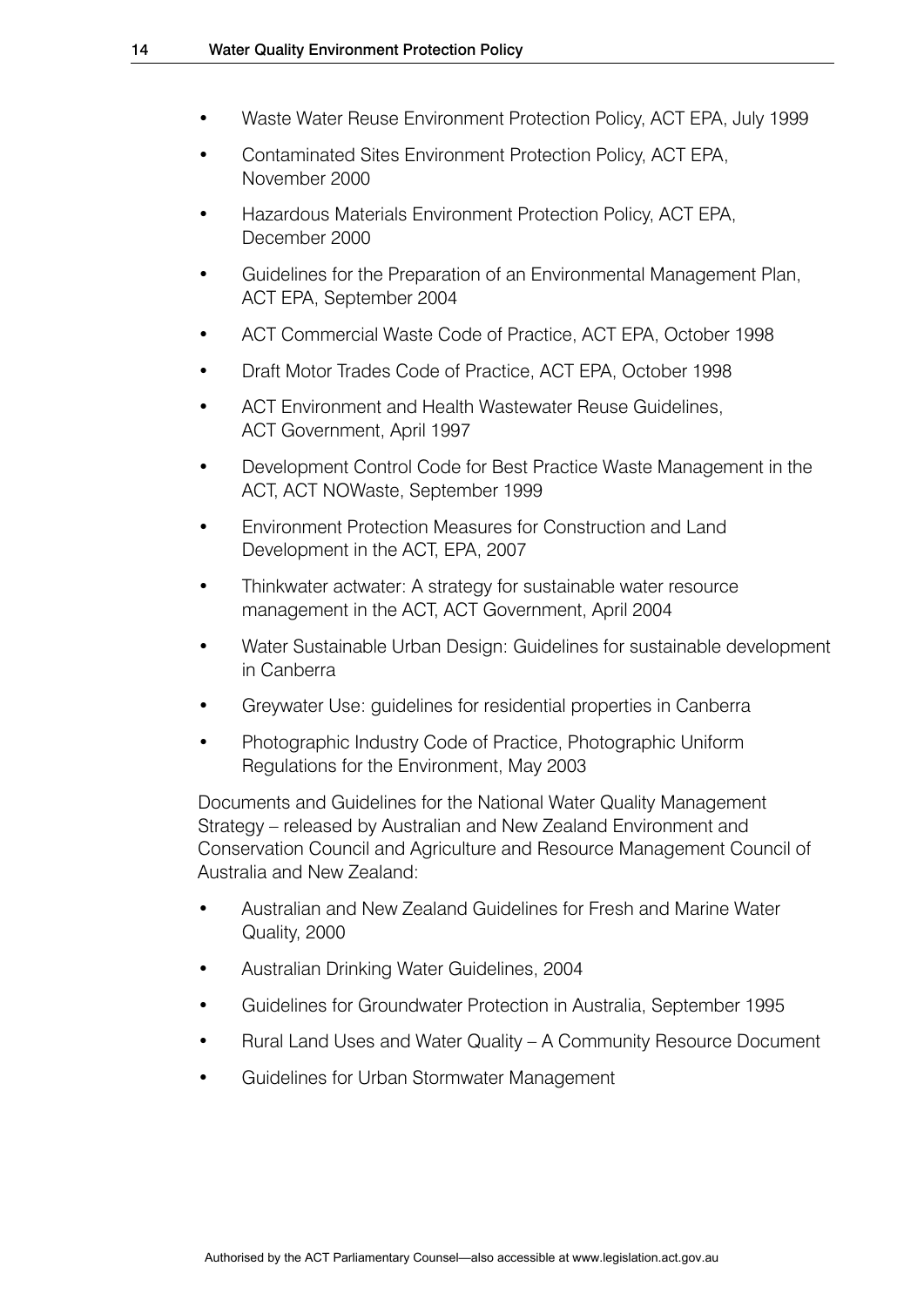- Waste Water Reuse Environment Protection Policy, ACT EPA, July 1999
- Contaminated Sites Environment Protection Policy, ACT EPA, November 2000
- Hazardous Materials Environment Protection Policy, ACT EPA, December 2000
- Guidelines for the Preparation of an Environmental Management Plan, ACT EPA, September 2004
- ACT Commercial Waste Code of Practice, ACT EPA, October 1998
- Draft Motor Trades Code of Practice, ACT EPA, October 1998
- ACT Environment and Health Wastewater Reuse Guidelines, ACT Government, April 1997
- Development Control Code for Best Practice Waste Management in the ACT, ACT NOWaste, September 1999
- Environment Protection Measures for Construction and Land Development in the ACT, EPA, 2007
- Thinkwater actwater: A strategy for sustainable water resource management in the ACT, ACT Government, April 2004
- Water Sustainable Urban Design: Guidelines for sustainable development in Canberra
- Greywater Use: guidelines for residential properties in Canberra
- Photographic Industry Code of Practice, Photographic Uniform Regulations for the Environment, May 2003

Documents and Guidelines for the National Water Quality Management Strategy – released by Australian and New Zealand Environment and Conservation Council and Agriculture and Resource Management Council of Australia and New Zealand:

- Australian and New Zealand Guidelines for Fresh and Marine Water Quality, 2000
- Australian Drinking Water Guidelines, 2004
- Guidelines for Groundwater Protection in Australia, September 1995
- Rural Land Uses and Water Quality – A Community Resource Document
- Guidelines for Urban Stormwater Management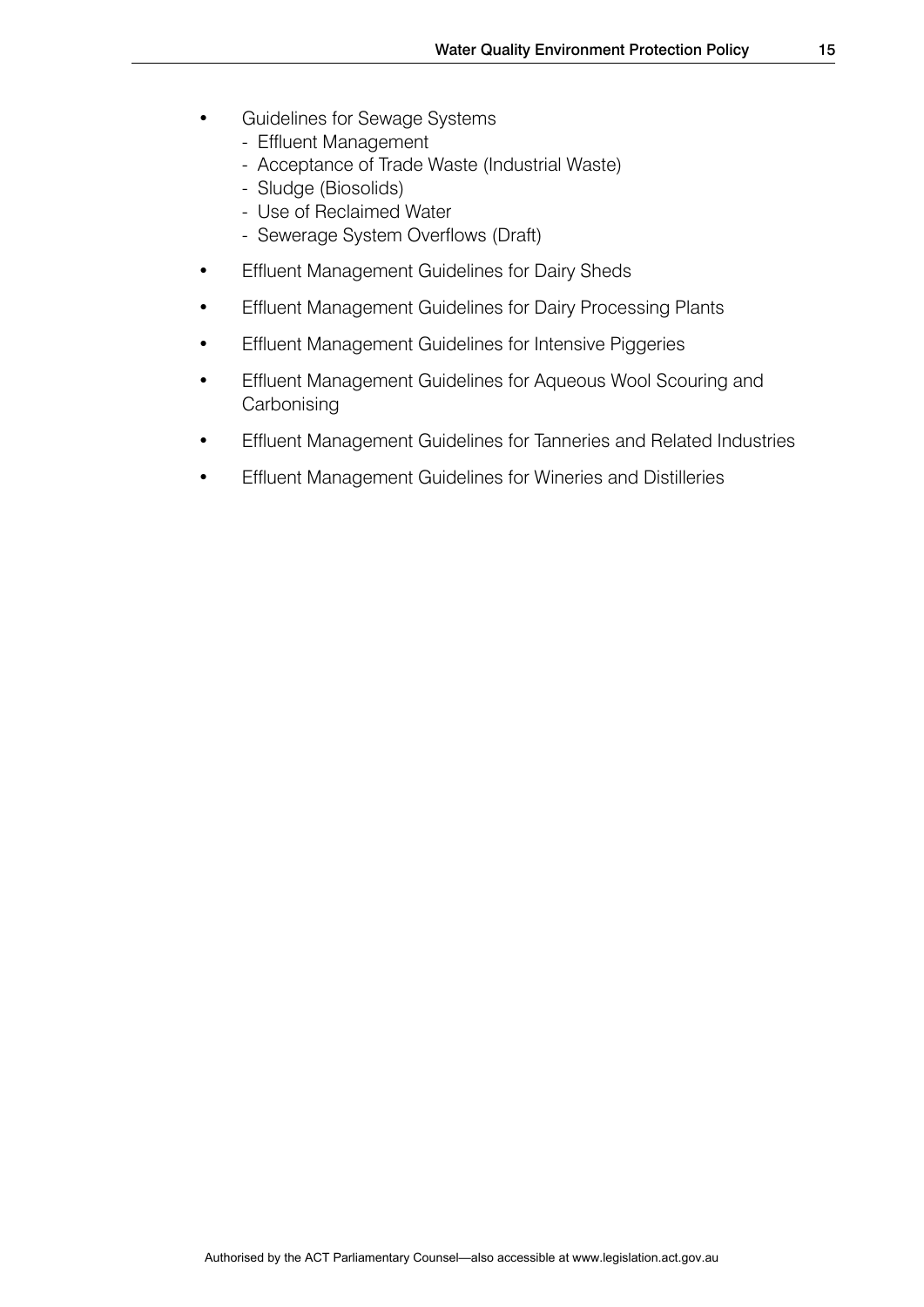- Guidelines for Sewage Systems
  - Effluent Management
  - Acceptance of Trade Waste (Industrial Waste)
  - Sludge (Biosolids)
  - Use of Reclaimed Water
  - Sewerage System Overflows (Draft)
- Effluent Management Guidelines for Dairy Sheds
- Effluent Management Guidelines for Dairy Processing Plants
- Effluent Management Guidelines for Intensive Piggeries
- Effluent Management Guidelines for Aqueous Wool Scouring and Carbonising
- Effluent Management Guidelines for Tanneries and Related Industries
- Effluent Management Guidelines for Wineries and Distilleries